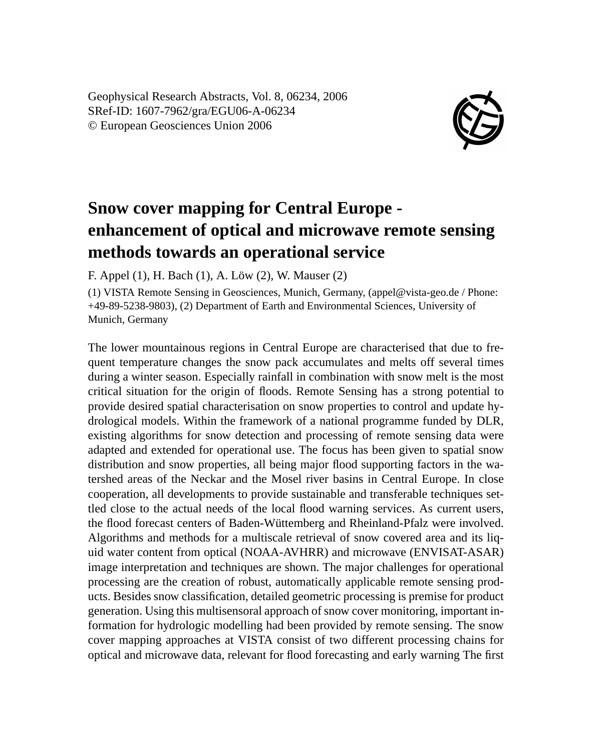Geophysical Research Abstracts, Vol. 8, 06234, 2006
SRef-ID: 1607-7962/gra/EGU06-A-06234
© European Geosciences Union 2006

# Snow cover mapping for Central Europe - enhancement of optical and microwave remote sensing methods towards an operational service

F. Appel (1), H. Bach (1), A. Löw (2), W. Mauser (2)

(1) VISTA Remote Sensing in Geosciences, Munich, Germany, (appel@vista-geo.de / Phone: +49-89-5238-9803), (2) Department of Earth and Environmental Sciences, University of Munich, Germany

The lower mountainous regions in Central Europe are characterised that due to frequent temperature changes the snow pack accumulates and melts off several times during a winter season. Especially rainfall in combination with snow melt is the most critical situation for the origin of floods. Remote Sensing has a strong potential to provide desired spatial characterisation on snow properties to control and update hydrological models. Within the framework of a national programme funded by DLR, existing algorithms for snow detection and processing of remote sensing data were adapted and extended for operational use. The focus has been given to spatial snow distribution and snow properties, all being major flood supporting factors in the watershed areas of the Neckar and the Mosel river basins in Central Europe. In close cooperation, all developments to provide sustainable and transferable techniques settled close to the actual needs of the local flood warning services. As current users, the flood forecast centers of Baden-Wüttemberg and Rheinland-Pfalz were involved. Algorithms and methods for a multiscale retrieval of snow covered area and its liquid water content from optical (NOAA-AVHRR) and microwave (ENVISAT-ASAR) image interpretation and techniques are shown. The major challenges for operational processing are the creation of robust, automatically applicable remote sensing products. Besides snow classification, detailed geometric processing is premise for product generation. Using this multisensoral approach of snow cover monitoring, important information for hydrologic modelling had been provided by remote sensing. The snow cover mapping approaches at VISTA consist of two different processing chains for optical and microwave data, relevant for flood forecasting and early warning The first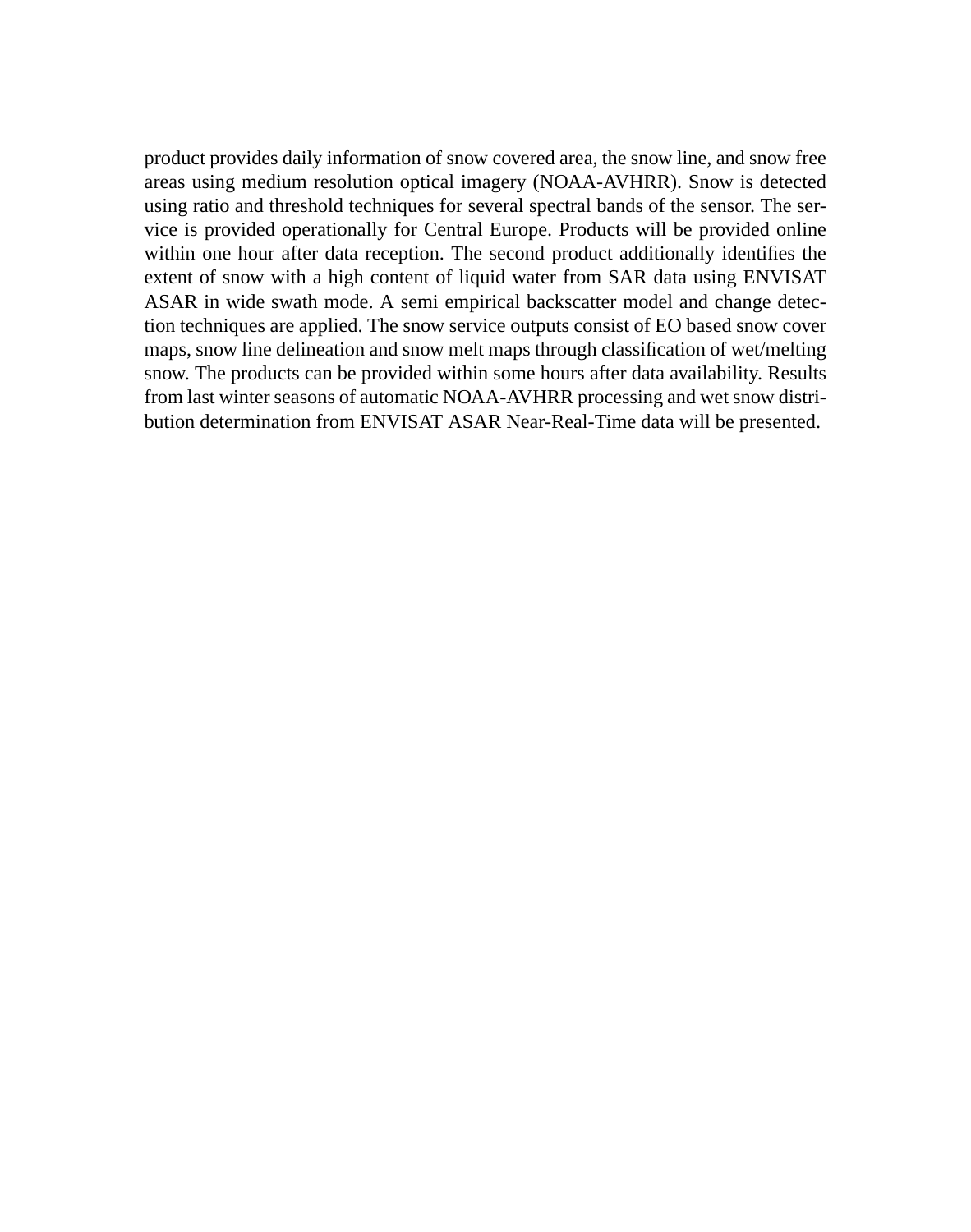product provides daily information of snow covered area, the snow line, and snow free areas using medium resolution optical imagery (NOAA-AVHRR). Snow is detected using ratio and threshold techniques for several spectral bands of the sensor. The service is provided operationally for Central Europe. Products will be provided online within one hour after data reception. The second product additionally identifies the extent of snow with a high content of liquid water from SAR data using ENVISAT ASAR in wide swath mode. A semi empirical backscatter model and change detection techniques are applied. The snow service outputs consist of EO based snow cover maps, snow line delineation and snow melt maps through classification of wet/melting snow. The products can be provided within some hours after data availability. Results from last winter seasons of automatic NOAA-AVHRR processing and wet snow distribution determination from ENVISAT ASAR Near-Real-Time data will be presented.